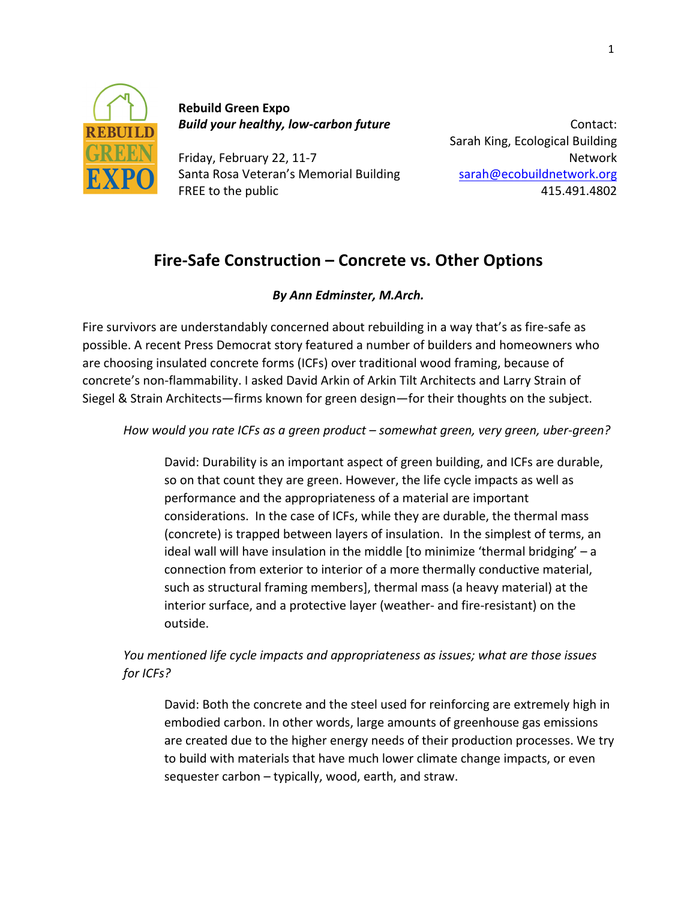**Rebuild Green Expo**
***Build your healthy, low-carbon future***

Friday, February 22, 11-7
Santa Rosa Veteran's Memorial Building
FREE to the public

Contact:
Sarah King, Ecological Building Network
sarah@ecobuildnetwork.org
415.491.4802

## Fire-Safe Construction – Concrete vs. Other Options

***By Ann Edminster, M.Arch.***

Fire survivors are understandably concerned about rebuilding in a way that's as fire-safe as possible. A recent Press Democrat story featured a number of builders and homeowners who are choosing insulated concrete forms (ICFs) over traditional wood framing, because of concrete's non-flammability. I asked David Arkin of Arkin Tilt Architects and Larry Strain of Siegel & Strain Architects—firms known for green design—for their thoughts on the subject.

*How would you rate ICFs as a green product – somewhat green, very green, uber-green?*

> David: Durability is an important aspect of green building, and ICFs are durable, so on that count they are green. However, the life cycle impacts as well as performance and the appropriateness of a material are important considerations. In the case of ICFs, while they are durable, the thermal mass (concrete) is trapped between layers of insulation. In the simplest of terms, an ideal wall will have insulation in the middle [to minimize 'thermal bridging' – a connection from exterior to interior of a more thermally conductive material, such as structural framing members], thermal mass (a heavy material) at the interior surface, and a protective layer (weather- and fire-resistant) on the outside.

*You mentioned life cycle impacts and appropriateness as issues; what are those issues for ICFs?*

> David: Both the concrete and the steel used for reinforcing are extremely high in embodied carbon. In other words, large amounts of greenhouse gas emissions are created due to the higher energy needs of their production processes. We try to build with materials that have much lower climate change impacts, or even sequester carbon – typically, wood, earth, and straw.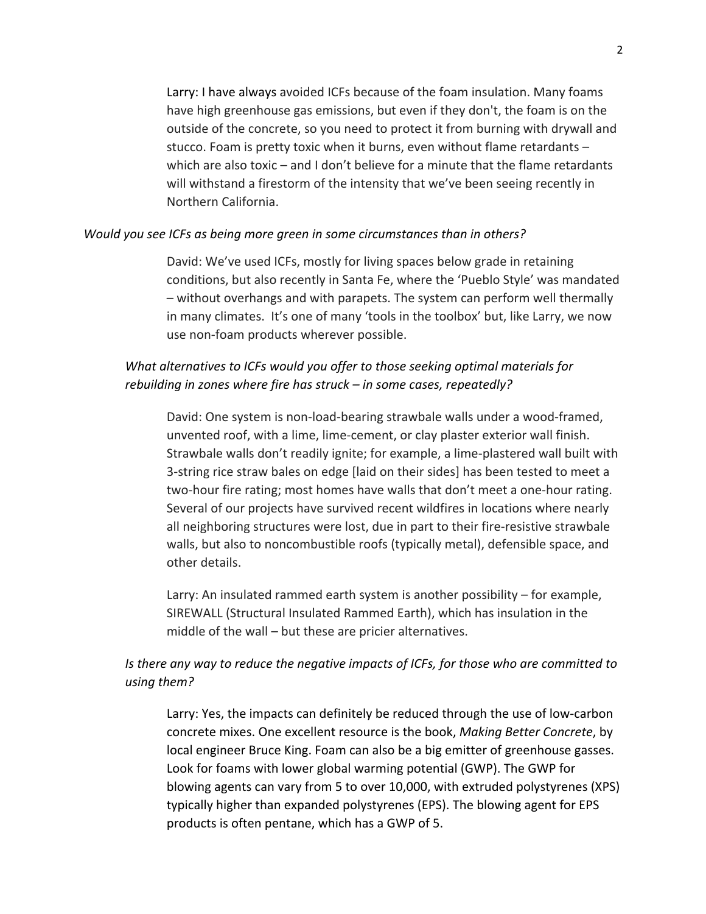Larry: I have always avoided ICFs because of the foam insulation. Many foams have high greenhouse gas emissions, but even if they don't, the foam is on the outside of the concrete, so you need to protect it from burning with drywall and stucco. Foam is pretty toxic when it burns, even without flame retardants – which are also toxic – and I don't believe for a minute that the flame retardants will withstand a firestorm of the intensity that we've been seeing recently in Northern California.

*Would you see ICFs as being more green in some circumstances than in others?*

David: We've used ICFs, mostly for living spaces below grade in retaining conditions, but also recently in Santa Fe, where the 'Pueblo Style' was mandated – without overhangs and with parapets. The system can perform well thermally in many climates. It's one of many 'tools in the toolbox' but, like Larry, we now use non-foam products wherever possible.

*What alternatives to ICFs would you offer to those seeking optimal materials for rebuilding in zones where fire has struck – in some cases, repeatedly?*

David: One system is non-load-bearing strawbale walls under a wood-framed, unvented roof, with a lime, lime-cement, or clay plaster exterior wall finish. Strawbale walls don't readily ignite; for example, a lime-plastered wall built with 3-string rice straw bales on edge [laid on their sides] has been tested to meet a two-hour fire rating; most homes have walls that don't meet a one-hour rating. Several of our projects have survived recent wildfires in locations where nearly all neighboring structures were lost, due in part to their fire-resistive strawbale walls, but also to noncombustible roofs (typically metal), defensible space, and other details.

Larry: An insulated rammed earth system is another possibility – for example, SIREWALL (Structural Insulated Rammed Earth), which has insulation in the middle of the wall – but these are pricier alternatives.

*Is there any way to reduce the negative impacts of ICFs, for those who are committed to using them?*

Larry: Yes, the impacts can definitely be reduced through the use of low-carbon concrete mixes. One excellent resource is the book, *Making Better Concrete*, by local engineer Bruce King. Foam can also be a big emitter of greenhouse gasses. Look for foams with lower global warming potential (GWP). The GWP for blowing agents can vary from 5 to over 10,000, with extruded polystyrenes (XPS) typically higher than expanded polystyrenes (EPS). The blowing agent for EPS products is often pentane, which has a GWP of 5.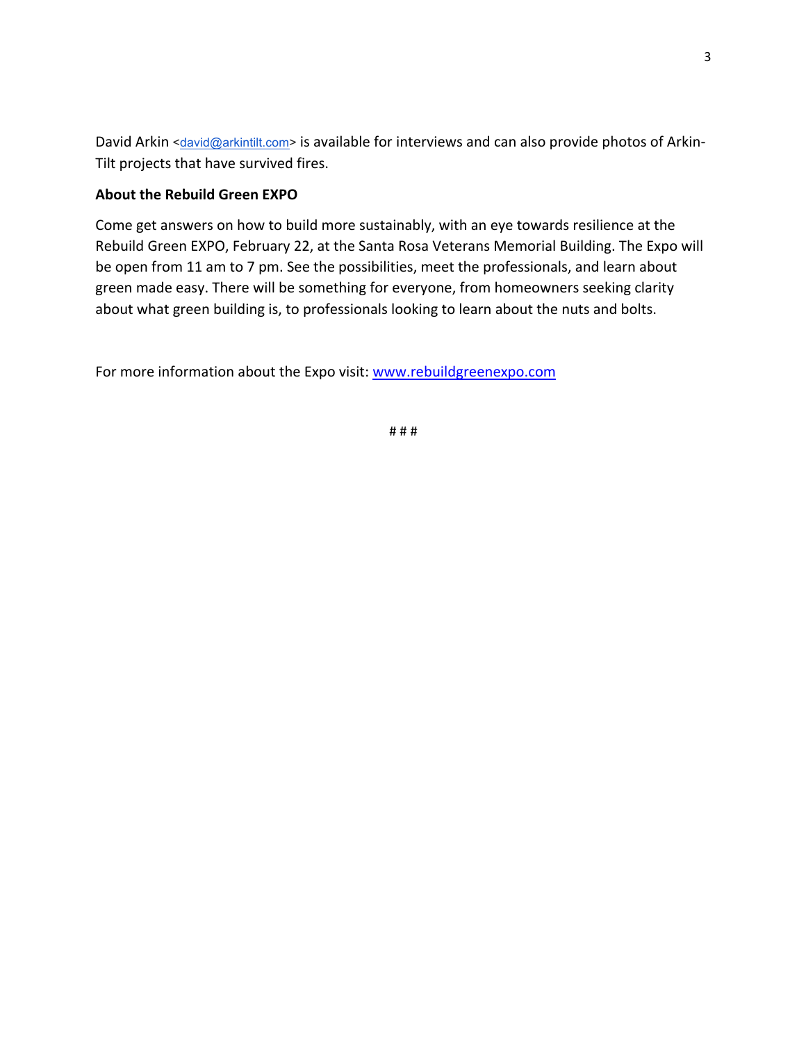David Arkin <david@arkintilt.com> is available for interviews and can also provide photos of Arkin-Tilt projects that have survived fires.

**About the Rebuild Green EXPO**

Come get answers on how to build more sustainably, with an eye towards resilience at the Rebuild Green EXPO, February 22, at the Santa Rosa Veterans Memorial Building. The Expo will be open from 11 am to 7 pm. See the possibilities, meet the professionals, and learn about green made easy. There will be something for everyone, from homeowners seeking clarity about what green building is, to professionals looking to learn about the nuts and bolts.

For more information about the Expo visit: www.rebuildgreenexpo.com

# # #